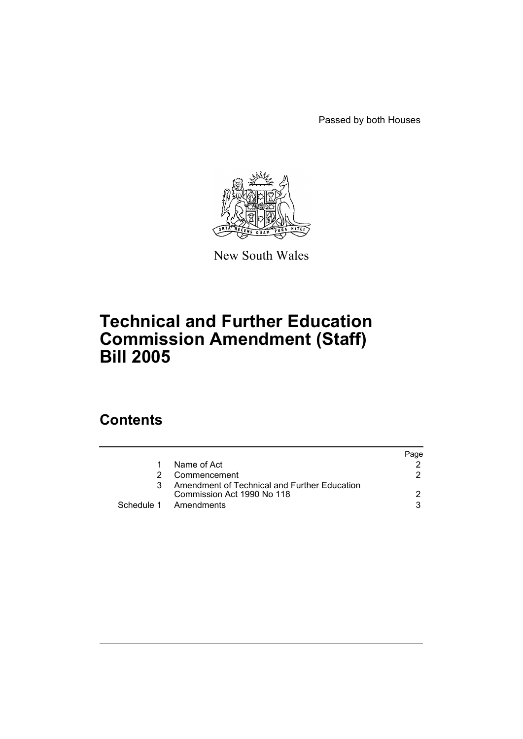Passed by both Houses

New South Wales

# Technical and Further Education Commission Amendment (Staff) Bill 2005

## Contents

| | | Page |
|---|---|---|
| 1 | Name of Act | 2 |
| 2 | Commencement | 2 |
| 3 | Amendment of Technical and Further Education Commission Act 1990 No 118 | 2 |
| Schedule 1 | Amendments | 3 |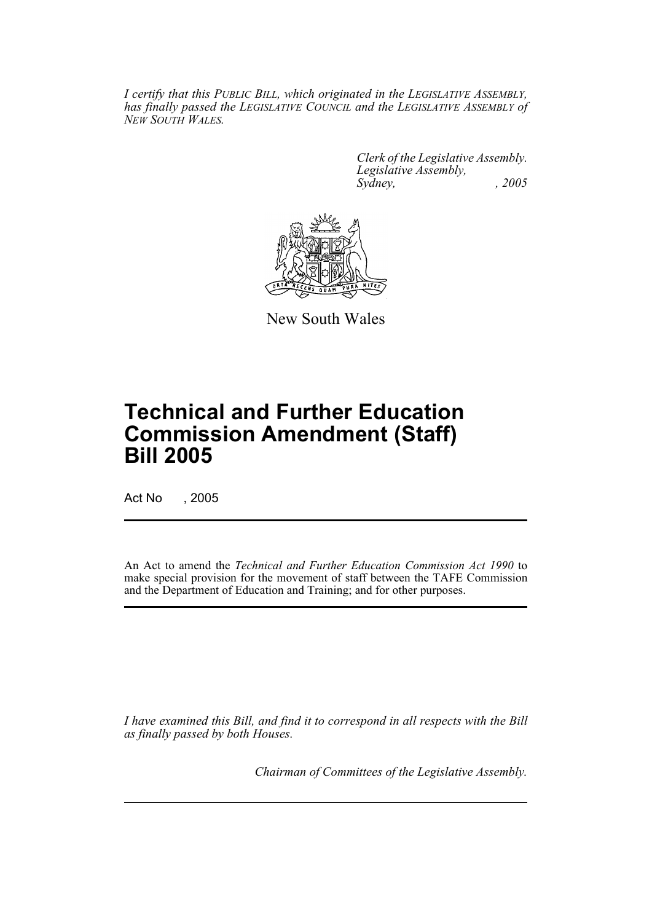*I certify that this PUBLIC BILL, which originated in the LEGISLATIVE ASSEMBLY, has finally passed the LEGISLATIVE COUNCIL and the LEGISLATIVE ASSEMBLY of NEW SOUTH WALES.*

*Clerk of the Legislative Assembly.*
*Legislative Assembly,*
*Sydney, , 2005*

New South Wales

# Technical and Further Education Commission Amendment (Staff) Bill 2005

Act No , 2005

An Act to amend the *Technical and Further Education Commission Act 1990* to make special provision for the movement of staff between the TAFE Commission and the Department of Education and Training; and for other purposes.

*I have examined this Bill, and find it to correspond in all respects with the Bill as finally passed by both Houses.*

*Chairman of Committees of the Legislative Assembly.*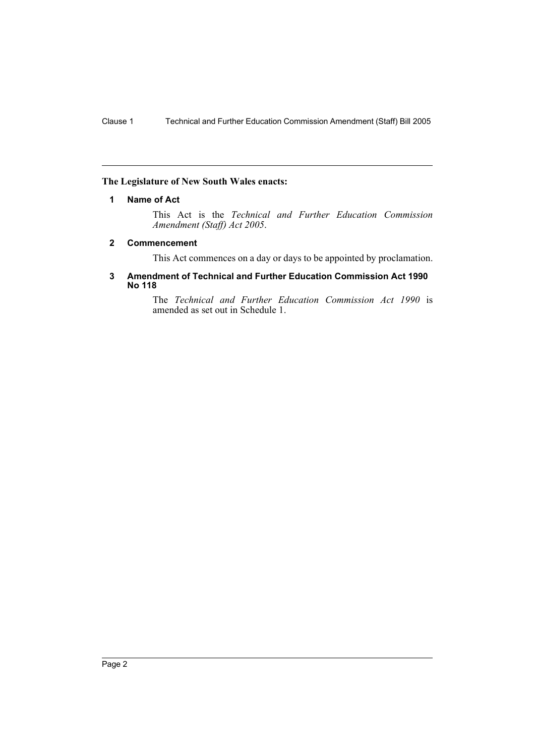**The Legislature of New South Wales enacts:**

### 1 Name of Act

This Act is the *Technical and Further Education Commission Amendment (Staff) Act 2005*.

### 2 Commencement

This Act commences on a day or days to be appointed by proclamation.

### 3 Amendment of Technical and Further Education Commission Act 1990 No 118

The *Technical and Further Education Commission Act 1990* is amended as set out in Schedule 1.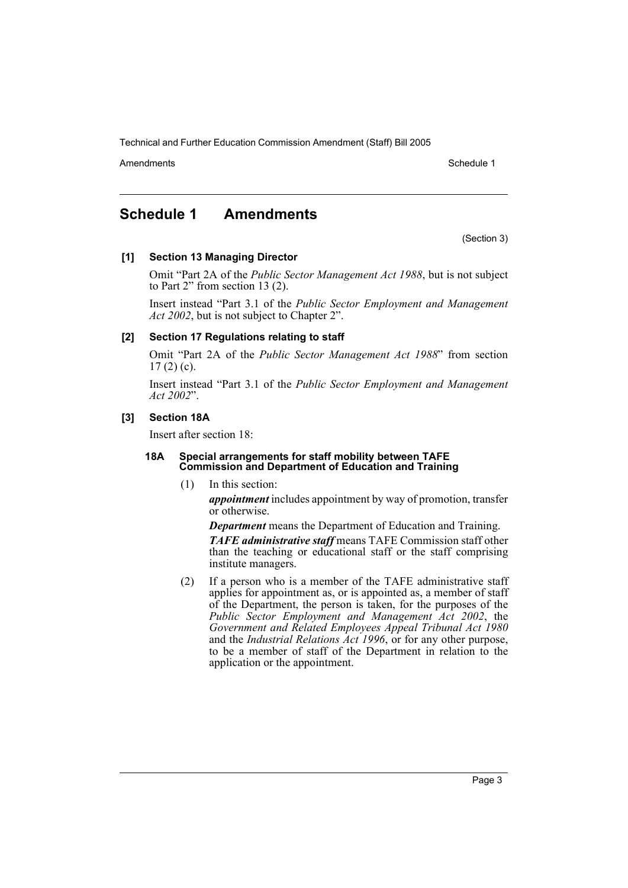# Schedule 1 Amendments

(Section 3)

### [1] Section 13 Managing Director

Omit "Part 2A of the *Public Sector Management Act 1988*, but is not subject to Part 2" from section 13 (2).

Insert instead "Part 3.1 of the *Public Sector Employment and Management Act 2002*, but is not subject to Chapter 2".

### [2] Section 17 Regulations relating to staff

Omit "Part 2A of the *Public Sector Management Act 1988*" from section 17 (2) (c).

Insert instead "Part 3.1 of the *Public Sector Employment and Management Act 2002*".

### [3] Section 18A

Insert after section 18:

#### 18A Special arrangements for staff mobility between TAFE Commission and Department of Education and Training

(1) In this section:

***appointment*** includes appointment by way of promotion, transfer or otherwise.

***Department*** means the Department of Education and Training.

***TAFE administrative staff*** means TAFE Commission staff other than the teaching or educational staff or the staff comprising institute managers.

(2) If a person who is a member of the TAFE administrative staff applies for appointment as, or is appointed as, a member of staff of the Department, the person is taken, for the purposes of the *Public Sector Employment and Management Act 2002*, the *Government and Related Employees Appeal Tribunal Act 1980* and the *Industrial Relations Act 1996*, or for any other purpose, to be a member of staff of the Department in relation to the application or the appointment.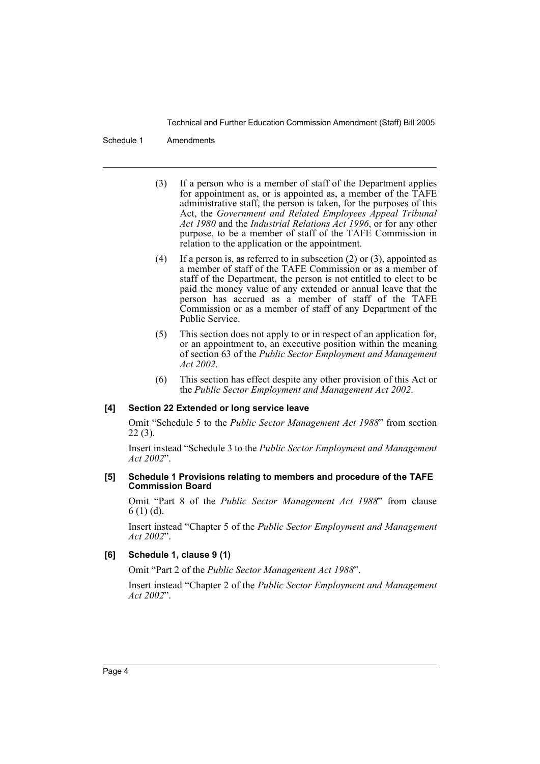(3) If a person who is a member of staff of the Department applies for appointment as, or is appointed as, a member of the TAFE administrative staff, the person is taken, for the purposes of this Act, the *Government and Related Employees Appeal Tribunal Act 1980* and the *Industrial Relations Act 1996*, or for any other purpose, to be a member of staff of the TAFE Commission in relation to the application or the appointment.

(4) If a person is, as referred to in subsection (2) or (3), appointed as a member of staff of the TAFE Commission or as a member of staff of the Department, the person is not entitled to elect to be paid the money value of any extended or annual leave that the person has accrued as a member of staff of the TAFE Commission or as a member of staff of any Department of the Public Service.

(5) This section does not apply to or in respect of an application for, or an appointment to, an executive position within the meaning of section 63 of the *Public Sector Employment and Management Act 2002*.

(6) This section has effect despite any other provision of this Act or the *Public Sector Employment and Management Act 2002*.

#### [4] Section 22 Extended or long service leave

Omit "Schedule 5 to the *Public Sector Management Act 1988*" from section 22 (3).

Insert instead "Schedule 3 to the *Public Sector Employment and Management Act 2002*".

#### [5] Schedule 1 Provisions relating to members and procedure of the TAFE Commission Board

Omit "Part 8 of the *Public Sector Management Act 1988*" from clause 6 (1) (d).

Insert instead "Chapter 5 of the *Public Sector Employment and Management Act 2002*".

#### [6] Schedule 1, clause 9 (1)

Omit "Part 2 of the *Public Sector Management Act 1988*".

Insert instead "Chapter 2 of the *Public Sector Employment and Management Act 2002*".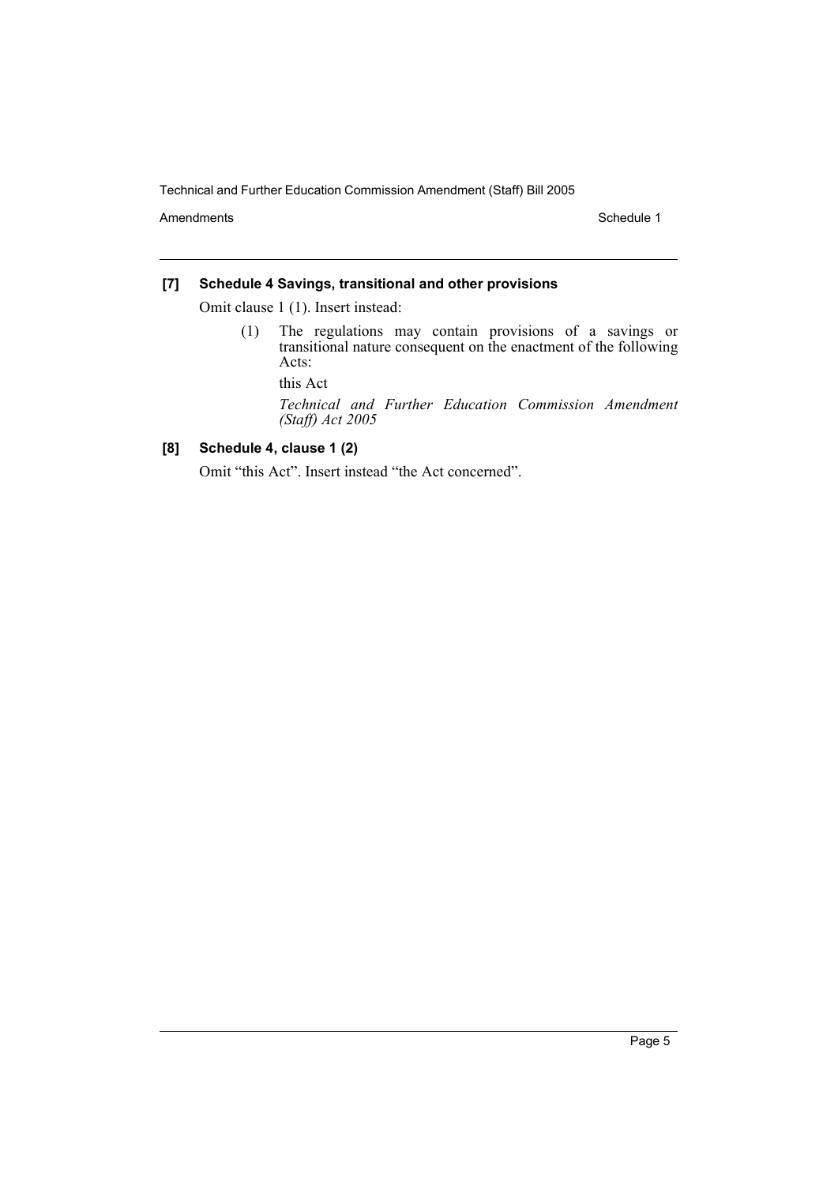### [7] Schedule 4 Savings, transitional and other provisions

Omit clause 1 (1). Insert instead:

(1) The regulations may contain provisions of a savings or transitional nature consequent on the enactment of the following Acts:

this Act

*Technical and Further Education Commission Amendment (Staff) Act 2005*

### [8] Schedule 4, clause 1 (2)

Omit "this Act". Insert instead "the Act concerned".